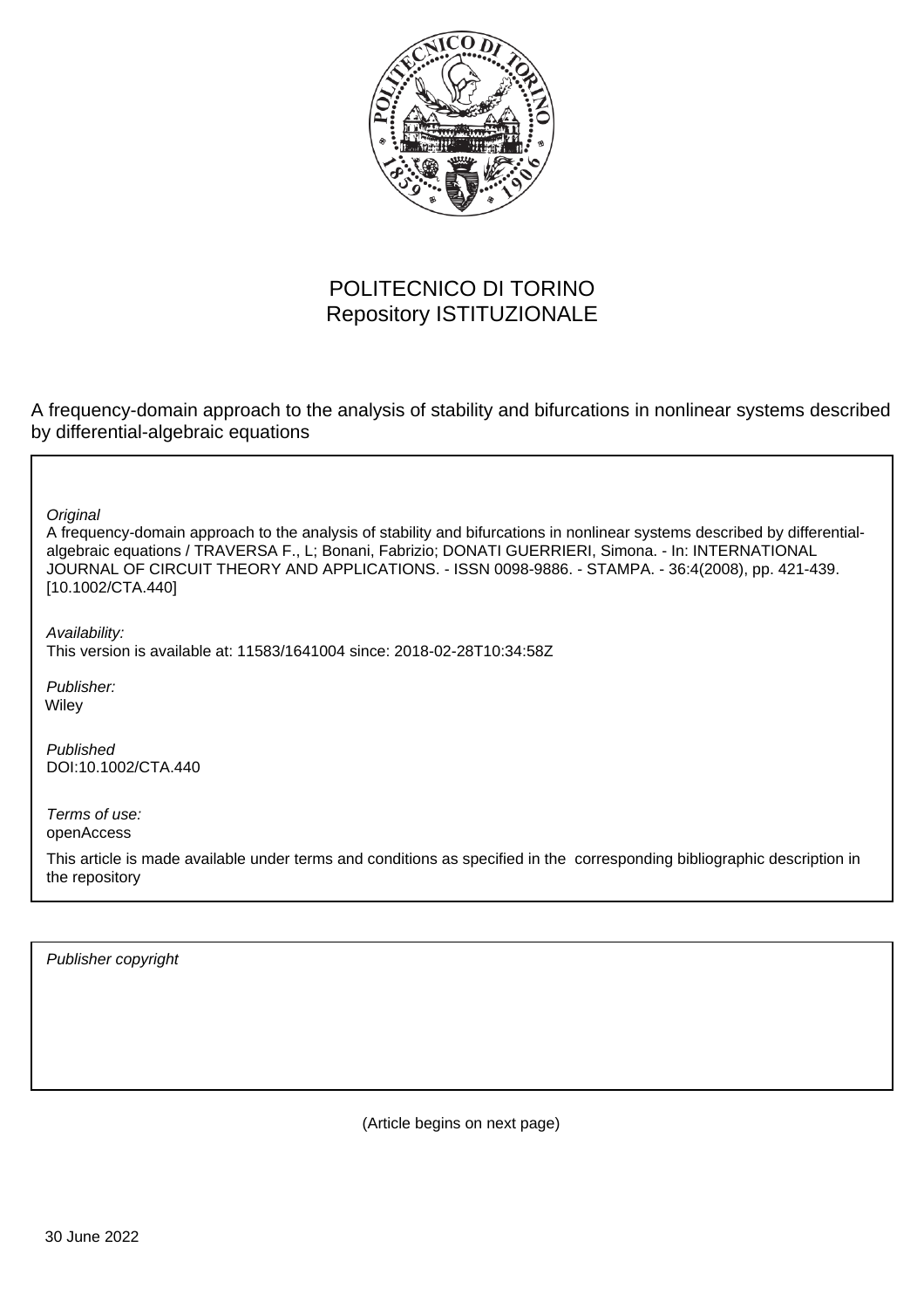POLITECNICO DI TORINO
Repository ISTITUZIONALE

A frequency-domain approach to the analysis of stability and bifurcations in nonlinear systems described by differential-algebraic equations

*Original*
A frequency-domain approach to the analysis of stability and bifurcations in nonlinear systems described by differential-algebraic equations / TRAVERSA F., L; Bonani, Fabrizio; DONATI GUERRIERI, Simona. - In: INTERNATIONAL JOURNAL OF CIRCUIT THEORY AND APPLICATIONS. - ISSN 0098-9886. - STAMPA. - 36:4(2008), pp. 421-439. [10.1002/CTA.440]

*Availability:*
This version is available at: 11583/1641004 since: 2018-02-28T10:34:58Z

*Publisher:*
Wiley

*Published*
DOI:10.1002/CTA.440

*Terms of use:*
openAccess

This article is made available under terms and conditions as specified in the corresponding bibliographic description in the repository

*Publisher copyright*

(Article begins on next page)

30 June 2022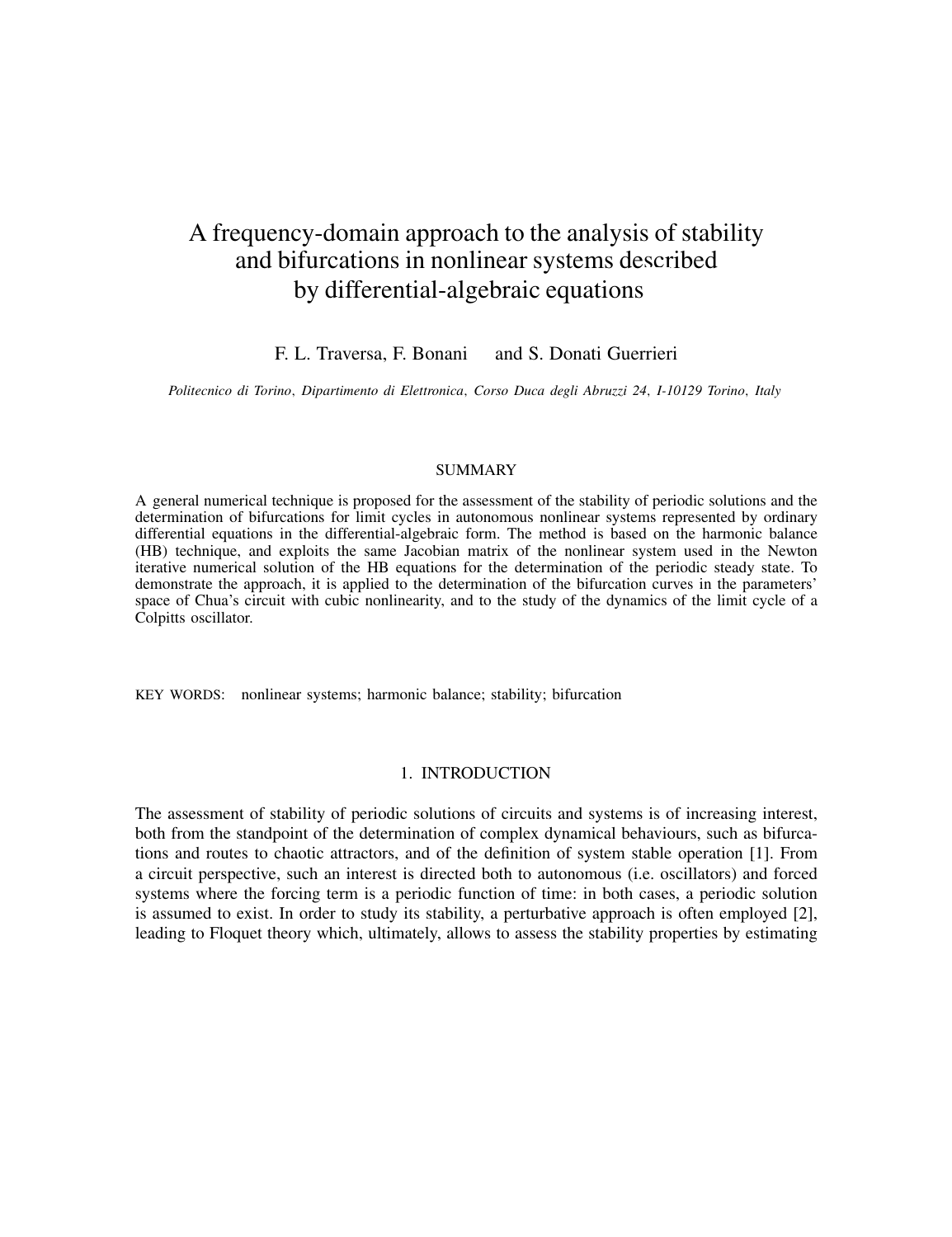# A frequency-domain approach to the analysis of stability and bifurcations in nonlinear systems described by differential-algebraic equations

F. L. Traversa, F. Bonani and S. Donati Guerrieri

*Politecnico di Torino, Dipartimento di Elettronica, Corso Duca degli Abruzzi 24, I-10129 Torino, Italy*

## SUMMARY

A general numerical technique is proposed for the assessment of the stability of periodic solutions and the determination of bifurcations for limit cycles in autonomous nonlinear systems represented by ordinary differential equations in the differential-algebraic form. The method is based on the harmonic balance (HB) technique, and exploits the same Jacobian matrix of the nonlinear system used in the Newton iterative numerical solution of the HB equations for the determination of the periodic steady state. To demonstrate the approach, it is applied to the determination of the bifurcation curves in the parameters' space of Chua's circuit with cubic nonlinearity, and to the study of the dynamics of the limit cycle of a Colpitts oscillator.

KEY WORDS: nonlinear systems; harmonic balance; stability; bifurcation

## 1. INTRODUCTION

The assessment of stability of periodic solutions of circuits and systems is of increasing interest, both from the standpoint of the determination of complex dynamical behaviours, such as bifurcations and routes to chaotic attractors, and of the definition of system stable operation [1]. From a circuit perspective, such an interest is directed both to autonomous (i.e. oscillators) and forced systems where the forcing term is a periodic function of time: in both cases, a periodic solution is assumed to exist. In order to study its stability, a perturbative approach is often employed [2], leading to Floquet theory which, ultimately, allows to assess the stability properties by estimating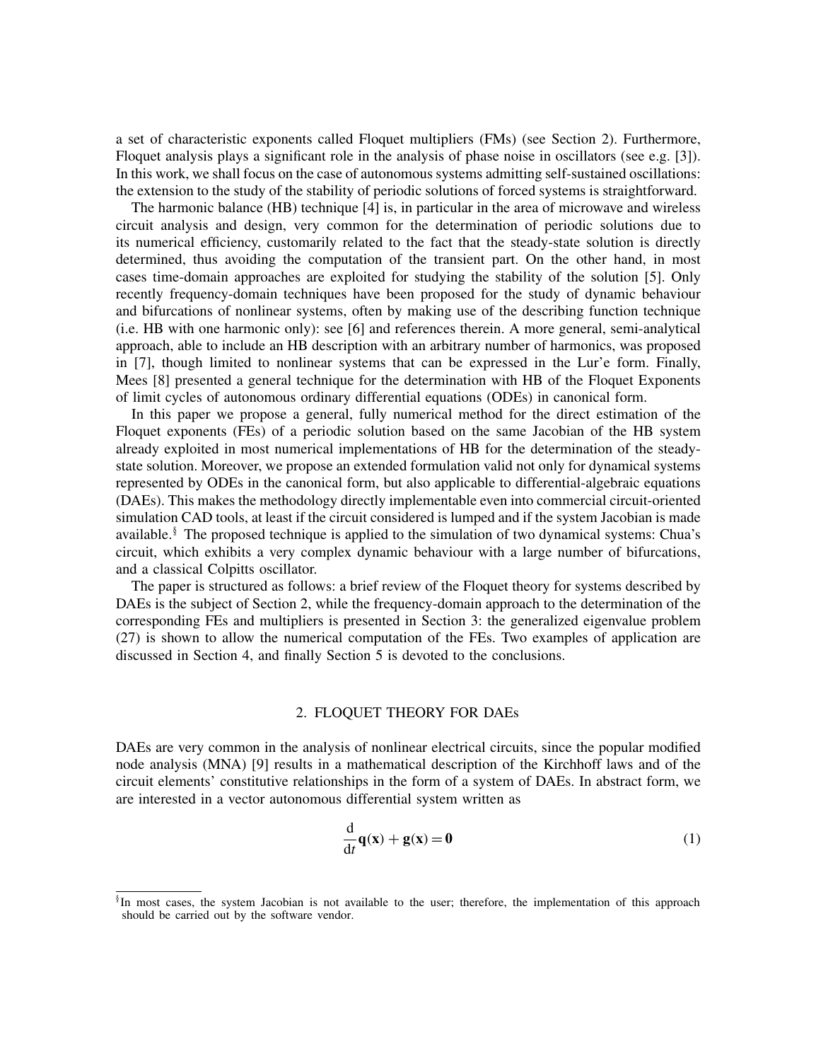a set of characteristic exponents called Floquet multipliers (FMs) (see Section 2). Furthermore, Floquet analysis plays a significant role in the analysis of phase noise in oscillators (see e.g. [3]). In this work, we shall focus on the case of autonomous systems admitting self-sustained oscillations: the extension to the study of the stability of periodic solutions of forced systems is straightforward.

The harmonic balance (HB) technique [4] is, in particular in the area of microwave and wireless circuit analysis and design, very common for the determination of periodic solutions due to its numerical efficiency, customarily related to the fact that the steady-state solution is directly determined, thus avoiding the computation of the transient part. On the other hand, in most cases time-domain approaches are exploited for studying the stability of the solution [5]. Only recently frequency-domain techniques have been proposed for the study of dynamic behaviour and bifurcations of nonlinear systems, often by making use of the describing function technique (i.e. HB with one harmonic only): see [6] and references therein. A more general, semi-analytical approach, able to include an HB description with an arbitrary number of harmonics, was proposed in [7], though limited to nonlinear systems that can be expressed in the Lur'e form. Finally, Mees [8] presented a general technique for the determination with HB of the Floquet Exponents of limit cycles of autonomous ordinary differential equations (ODEs) in canonical form.

In this paper we propose a general, fully numerical method for the direct estimation of the Floquet exponents (FEs) of a periodic solution based on the same Jacobian of the HB system already exploited in most numerical implementations of HB for the determination of the steady-state solution. Moreover, we propose an extended formulation valid not only for dynamical systems represented by ODEs in the canonical form, but also applicable to differential-algebraic equations (DAEs). This makes the methodology directly implementable even into commercial circuit-oriented simulation CAD tools, at least if the circuit considered is lumped and if the system Jacobian is made available.[§] The proposed technique is applied to the simulation of two dynamical systems: Chua's circuit, which exhibits a very complex dynamic behaviour with a large number of bifurcations, and a classical Colpitts oscillator.

The paper is structured as follows: a brief review of the Floquet theory for systems described by DAEs is the subject of Section 2, while the frequency-domain approach to the determination of the corresponding FEs and multipliers is presented in Section 3: the generalized eigenvalue problem (27) is shown to allow the numerical computation of the FEs. Two examples of application are discussed in Section 4, and finally Section 5 is devoted to the conclusions.

## 2. FLOQUET THEORY FOR DAEs

DAEs are very common in the analysis of nonlinear electrical circuits, since the popular modified node analysis (MNA) [9] results in a mathematical description of the Kirchhoff laws and of the circuit elements' constitutive relationships in the form of a system of DAEs. In abstract form, we are interested in a vector autonomous differential system written as

$$\frac{\mathrm{d}}{\mathrm{d}t}\mathbf{q}(\mathbf{x}) + \mathbf{g}(\mathbf{x}) = \mathbf{0} \tag{1}$$

[§] In most cases, the system Jacobian is not available to the user; therefore, the implementation of this approach should be carried out by the software vendor.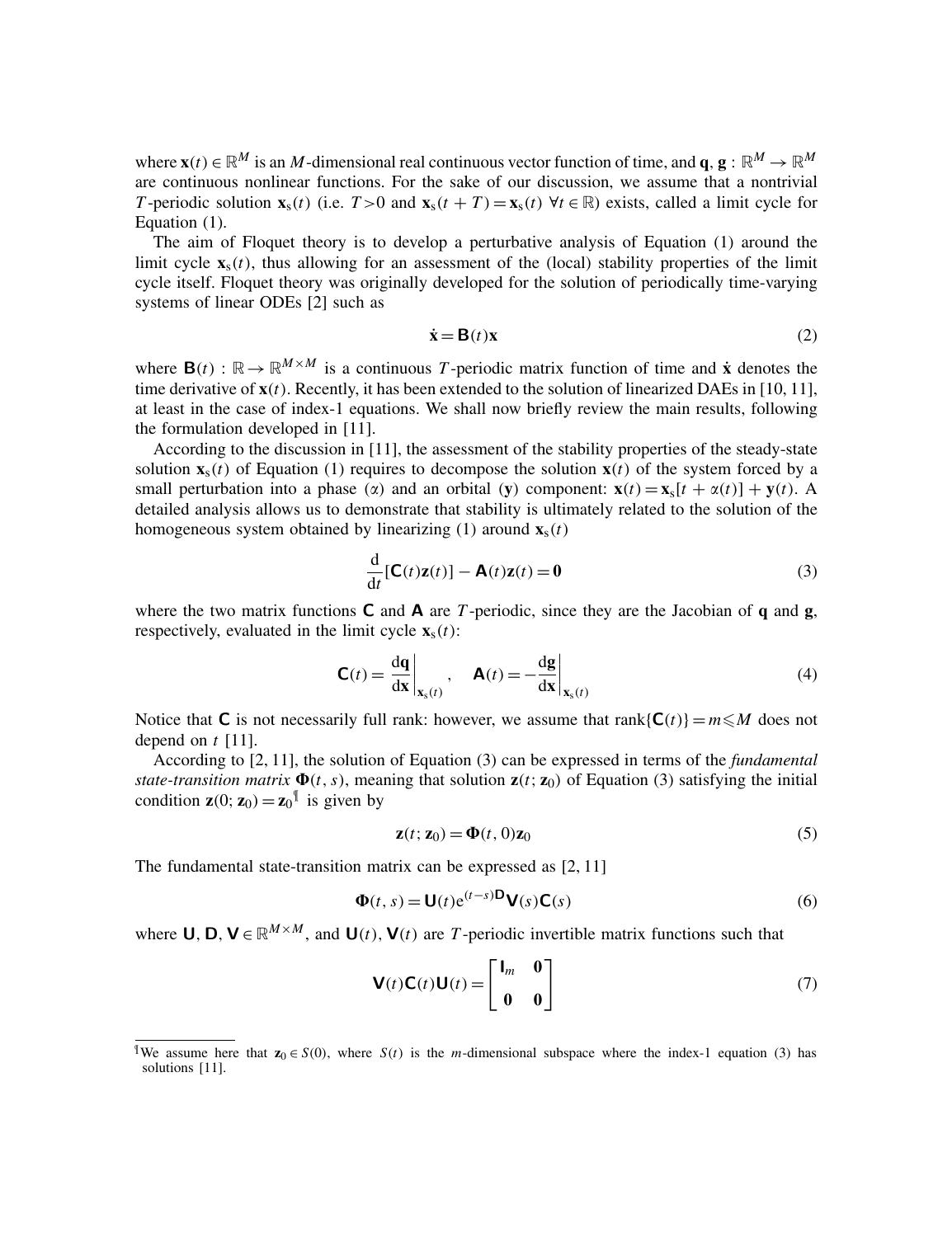where $\mathbf{x}(t) \in \mathbb{R}^M$ is an $M$-dimensional real continuous vector function of time, and $\mathbf{q}, \mathbf{g} : \mathbb{R}^M \rightarrow \mathbb{R}^M$ are continuous nonlinear functions. For the sake of our discussion, we assume that a nontrivial $T$-periodic solution $\mathbf{x}_s(t)$ (i.e. $T > 0$ and $\mathbf{x}_s(t+T) = \mathbf{x}_s(t)\ \forall t \in \mathbb{R}$) exists, called a limit cycle for Equation (1).

The aim of Floquet theory is to develop a perturbative analysis of Equation (1) around the limit cycle $\mathbf{x}_s(t)$, thus allowing for an assessment of the (local) stability properties of the limit cycle itself. Floquet theory was originally developed for the solution of periodically time-varying systems of linear ODEs [2] such as

$$\dot{\mathbf{x}} = \mathbf{B}(t)\mathbf{x} \tag{2}$$

where $\mathbf{B}(t) : \mathbb{R} \rightarrow \mathbb{R}^{M \times M}$ is a continuous $T$-periodic matrix function of time and $\dot{\mathbf{x}}$ denotes the time derivative of $\mathbf{x}(t)$. Recently, it has been extended to the solution of linearized DAEs in [10, 11], at least in the case of index-1 equations. We shall now briefly review the main results, following the formulation developed in [11].

According to the discussion in [11], the assessment of the stability properties of the steady-state solution $\mathbf{x}_s(t)$ of Equation (1) requires to decompose the solution $\mathbf{x}(t)$ of the system forced by a small perturbation into a phase ($\alpha$) and an orbital ($\mathbf{y}$) component: $\mathbf{x}(t) = \mathbf{x}_s[t + \alpha(t)] + \mathbf{y}(t)$. A detailed analysis allows us to demonstrate that stability is ultimately related to the solution of the homogeneous system obtained by linearizing (1) around $\mathbf{x}_s(t)$

$$\frac{\mathrm{d}}{\mathrm{d}t}[\mathbf{C}(t)\mathbf{z}(t)] - \mathbf{A}(t)\mathbf{z}(t) = \mathbf{0} \tag{3}$$

where the two matrix functions $\mathbf{C}$ and $\mathbf{A}$ are $T$-periodic, since they are the Jacobian of $\mathbf{q}$ and $\mathbf{g}$, respectively, evaluated in the limit cycle $\mathbf{x}_s(t)$:

$$\mathbf{C}(t) = \left.\frac{\mathrm{d}\mathbf{q}}{\mathrm{d}\mathbf{x}}\right|_{\mathbf{x}_s(t)}, \quad \mathbf{A}(t) = -\left.\frac{\mathrm{d}\mathbf{g}}{\mathrm{d}\mathbf{x}}\right|_{\mathbf{x}_s(t)} \tag{4}$$

Notice that $\mathbf{C}$ is not necessarily full rank: however, we assume that $\operatorname{rank}\{\mathbf{C}(t)\} = m \leqslant M$ does not depend on $t$ [11].

According to [2, 11], the solution of Equation (3) can be expressed in terms of the *fundamental state-transition matrix* $\mathbf{\Phi}(t, s)$, meaning that solution $\mathbf{z}(t; \mathbf{z}_0)$ of Equation (3) satisfying the initial condition $\mathbf{z}(0; \mathbf{z}_0) = \mathbf{z}_0$[¶] is given by

$$\mathbf{z}(t; \mathbf{z}_0) = \mathbf{\Phi}(t, 0)\mathbf{z}_0 \tag{5}$$

The fundamental state-transition matrix can be expressed as [2, 11]

$$\mathbf{\Phi}(t, s) = \mathbf{U}(t)\mathrm{e}^{(t-s)\mathbf{D}}\mathbf{V}(s)\mathbf{C}(s) \tag{6}$$

where $\mathbf{U}, \mathbf{D}, \mathbf{V} \in \mathbb{R}^{M \times M}$, and $\mathbf{U}(t), \mathbf{V}(t)$ are $T$-periodic invertible matrix functions such that

$$\mathbf{V}(t)\mathbf{C}(t)\mathbf{U}(t) = \begin{bmatrix} \mathbf{I}_m & \mathbf{0} \\ \mathbf{0} & \mathbf{0} \end{bmatrix} \tag{7}$$

[¶] We assume here that $\mathbf{z}_0 \in S(0)$, where $S(t)$ is the $m$-dimensional subspace where the index-1 equation (3) has solutions [11].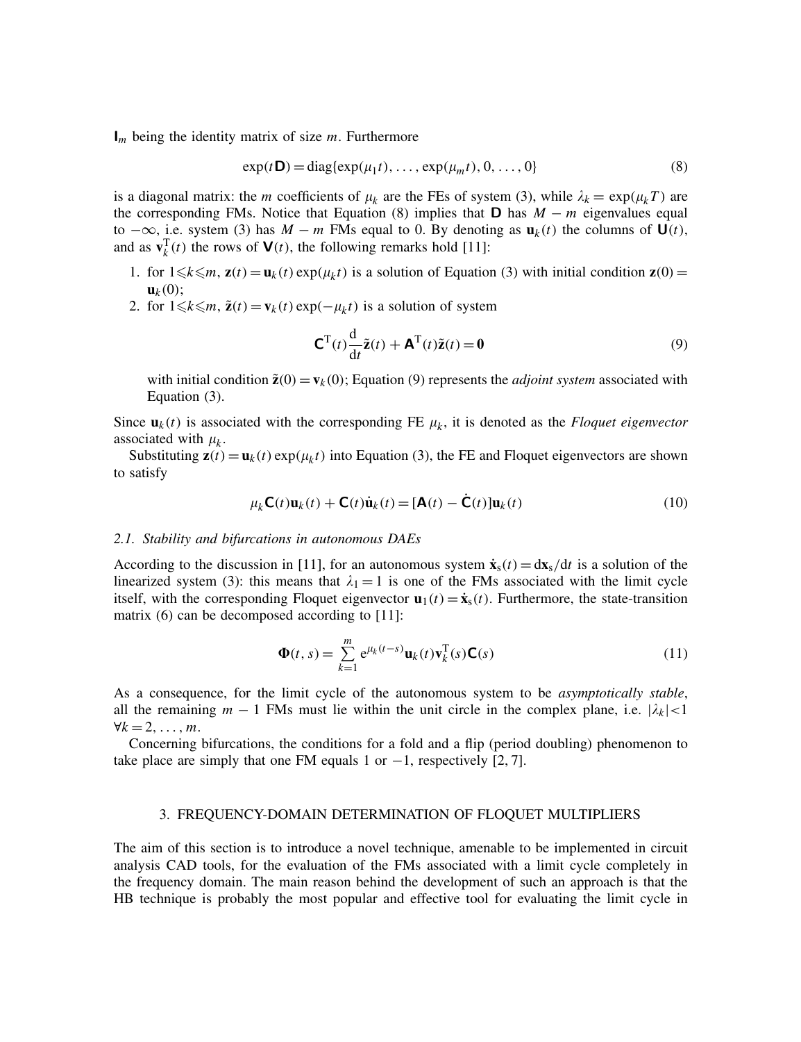$\mathbf{I}_m$ being the identity matrix of size $m$. Furthermore

$$\exp(t\mathbf{D}) = \text{diag}\{\exp(\mu_1 t), \ldots, \exp(\mu_m t), 0, \ldots, 0\} \tag{8}$$

is a diagonal matrix: the $m$ coefficients of $\mu_k$ are the FEs of system (3), while $\lambda_k = \exp(\mu_k T)$ are the corresponding FMs. Notice that Equation (8) implies that $\mathbf{D}$ has $M - m$ eigenvalues equal to $-\infty$, i.e. system (3) has $M - m$ FMs equal to 0. By denoting as $\mathbf{u}_k(t)$ the columns of $\mathbf{U}(t)$, and as $\mathbf{v}_k^{\mathrm{T}}(t)$ the rows of $\mathbf{V}(t)$, the following remarks hold [11]:

1. for $1 \leqslant k \leqslant m$, $\mathbf{z}(t) = \mathbf{u}_k(t)\exp(\mu_k t)$ is a solution of Equation (3) with initial condition $\mathbf{z}(0) = \mathbf{u}_k(0)$;
2. for $1 \leqslant k \leqslant m$, $\tilde{\mathbf{z}}(t) = \mathbf{v}_k(t)\exp(-\mu_k t)$ is a solution of system

$$\mathbf{C}^{\mathrm{T}}(t)\frac{\mathrm{d}}{\mathrm{d}t}\tilde{\mathbf{z}}(t) + \mathbf{A}^{\mathrm{T}}(t)\tilde{\mathbf{z}}(t) = \mathbf{0} \tag{9}$$

   with initial condition $\tilde{\mathbf{z}}(0) = \mathbf{v}_k(0)$; Equation (9) represents the *adjoint system* associated with Equation (3).

Since $\mathbf{u}_k(t)$ is associated with the corresponding FE $\mu_k$, it is denoted as the *Floquet eigenvector* associated with $\mu_k$.

Substituting $\mathbf{z}(t) = \mathbf{u}_k(t)\exp(\mu_k t)$ into Equation (3), the FE and Floquet eigenvectors are shown to satisfy

$$\mu_k \mathbf{C}(t)\mathbf{u}_k(t) + \mathbf{C}(t)\dot{\mathbf{u}}_k(t) = [\mathbf{A}(t) - \dot{\mathbf{C}}(t)]\mathbf{u}_k(t) \tag{10}$$

### *2.1. Stability and bifurcations in autonomous DAEs*

According to the discussion in [11], for an autonomous system $\dot{\mathbf{x}}_{\mathrm{s}}(t) = \mathrm{d}\mathbf{x}_{\mathrm{s}}/\mathrm{d}t$ is a solution of the linearized system (3): this means that $\lambda_1 = 1$ is one of the FMs associated with the limit cycle itself, with the corresponding Floquet eigenvector $\mathbf{u}_1(t) = \dot{\mathbf{x}}_{\mathrm{s}}(t)$. Furthermore, the state-transition matrix (6) can be decomposed according to [11]:

$$\mathbf{\Phi}(t, s) = \sum_{k=1}^{m} \mathrm{e}^{\mu_k(t-s)}\mathbf{u}_k(t)\mathbf{v}_k^{\mathrm{T}}(s)\mathbf{C}(s) \tag{11}$$

As a consequence, for the limit cycle of the autonomous system to be *asymptotically stable*, all the remaining $m - 1$ FMs must lie within the unit circle in the complex plane, i.e. $|\lambda_k| < 1$ $\forall k = 2, \ldots, m$.

Concerning bifurcations, the conditions for a fold and a flip (period doubling) phenomenon to take place are simply that one FM equals 1 or $-1$, respectively [2, 7].

## 3. FREQUENCY-DOMAIN DETERMINATION OF FLOQUET MULTIPLIERS

The aim of this section is to introduce a novel technique, amenable to be implemented in circuit analysis CAD tools, for the evaluation of the FMs associated with a limit cycle completely in the frequency domain. The main reason behind the development of such an approach is that the HB technique is probably the most popular and effective tool for evaluating the limit cycle in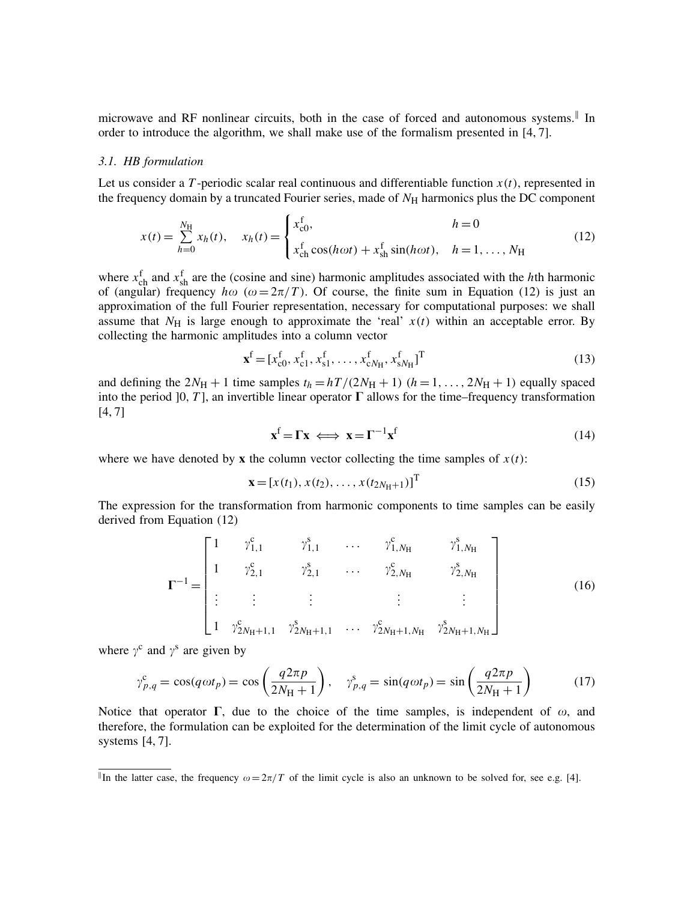microwave and RF nonlinear circuits, both in the case of forced and autonomous systems.[‖] In order to introduce the algorithm, we shall make use of the formalism presented in [4, 7].

### 3.1. HB formulation

Let us consider a $T$-periodic scalar real continuous and differentiable function $x(t)$, represented in the frequency domain by a truncated Fourier series, made of $N_\mathrm{H}$ harmonics plus the DC component

$$x(t) = \sum_{h=0}^{N_\mathrm{H}} x_h(t), \quad x_h(t) = \begin{cases} x^\mathrm{f}_{\mathrm{c}0}, & h=0 \\ x^\mathrm{f}_{\mathrm{c}h}\cos(h\omega t) + x^\mathrm{f}_{\mathrm{s}h}\sin(h\omega t), & h=1,\ldots,N_\mathrm{H} \end{cases} \tag{12}$$

where $x^\mathrm{f}_{\mathrm{c}h}$ and $x^\mathrm{f}_{\mathrm{s}h}$ are the (cosine and sine) harmonic amplitudes associated with the $h$th harmonic of (angular) frequency $h\omega$ ($\omega = 2\pi/T$). Of course, the finite sum in Equation (12) is just an approximation of the full Fourier representation, necessary for computational purposes: we shall assume that $N_\mathrm{H}$ is large enough to approximate the 'real' $x(t)$ within an acceptable error. By collecting the harmonic amplitudes into a column vector

$$\mathbf{x}^\mathrm{f} = [x^\mathrm{f}_{\mathrm{c}0}, x^\mathrm{f}_{\mathrm{c}1}, x^\mathrm{f}_{\mathrm{s}1}, \ldots, x^\mathrm{f}_{\mathrm{c}N_\mathrm{H}}, x^\mathrm{f}_{\mathrm{s}N_\mathrm{H}}]^\mathrm{T} \tag{13}$$

and defining the $2N_\mathrm{H}+1$ time samples $t_h = hT/(2N_\mathrm{H}+1)$ $(h=1,\ldots,2N_\mathrm{H}+1)$ equally spaced into the period $]0, T]$, an invertible linear operator $\boldsymbol{\Gamma}$ allows for the time–frequency transformation [4, 7]

$$\mathbf{x}^\mathrm{f} = \boldsymbol{\Gamma}\mathbf{x} \iff \mathbf{x} = \boldsymbol{\Gamma}^{-1}\mathbf{x}^\mathrm{f} \tag{14}$$

where we have denoted by $\mathbf{x}$ the column vector collecting the time samples of $x(t)$:

$$\mathbf{x} = [x(t_1), x(t_2), \ldots, x(t_{2N_\mathrm{H}+1})]^\mathrm{T} \tag{15}$$

The expression for the transformation from harmonic components to time samples can be easily derived from Equation (12)

$$\boldsymbol{\Gamma}^{-1} = \begin{bmatrix} 1 & \gamma^\mathrm{c}_{1,1} & \gamma^\mathrm{s}_{1,1} & \cdots & \gamma^\mathrm{c}_{1,N_\mathrm{H}} & \gamma^\mathrm{s}_{1,N_\mathrm{H}} \\ 1 & \gamma^\mathrm{c}_{2,1} & \gamma^\mathrm{s}_{2,1} & \cdots & \gamma^\mathrm{c}_{2,N_\mathrm{H}} & \gamma^\mathrm{s}_{2,N_\mathrm{H}} \\ \vdots & \vdots & \vdots & & \vdots & \vdots \\ 1 & \gamma^\mathrm{c}_{2N_\mathrm{H}+1,1} & \gamma^\mathrm{s}_{2N_\mathrm{H}+1,1} & \cdots & \gamma^\mathrm{c}_{2N_\mathrm{H}+1,N_\mathrm{H}} & \gamma^\mathrm{s}_{2N_\mathrm{H}+1,N_\mathrm{H}} \end{bmatrix} \tag{16}$$

where $\gamma^\mathrm{c}$ and $\gamma^\mathrm{s}$ are given by

$$\gamma^\mathrm{c}_{p,q} = \cos(q\omega t_p) = \cos\left(\frac{q2\pi p}{2N_\mathrm{H}+1}\right), \quad \gamma^\mathrm{s}_{p,q} = \sin(q\omega t_p) = \sin\left(\frac{q2\pi p}{2N_\mathrm{H}+1}\right) \tag{17}$$

Notice that operator $\boldsymbol{\Gamma}$, due to the choice of the time samples, is independent of $\omega$, and therefore, the formulation can be exploited for the determination of the limit cycle of autonomous systems [4, 7].

[‖] In the latter case, the frequency $\omega = 2\pi/T$ of the limit cycle is also an unknown to be solved for, see e.g. [4].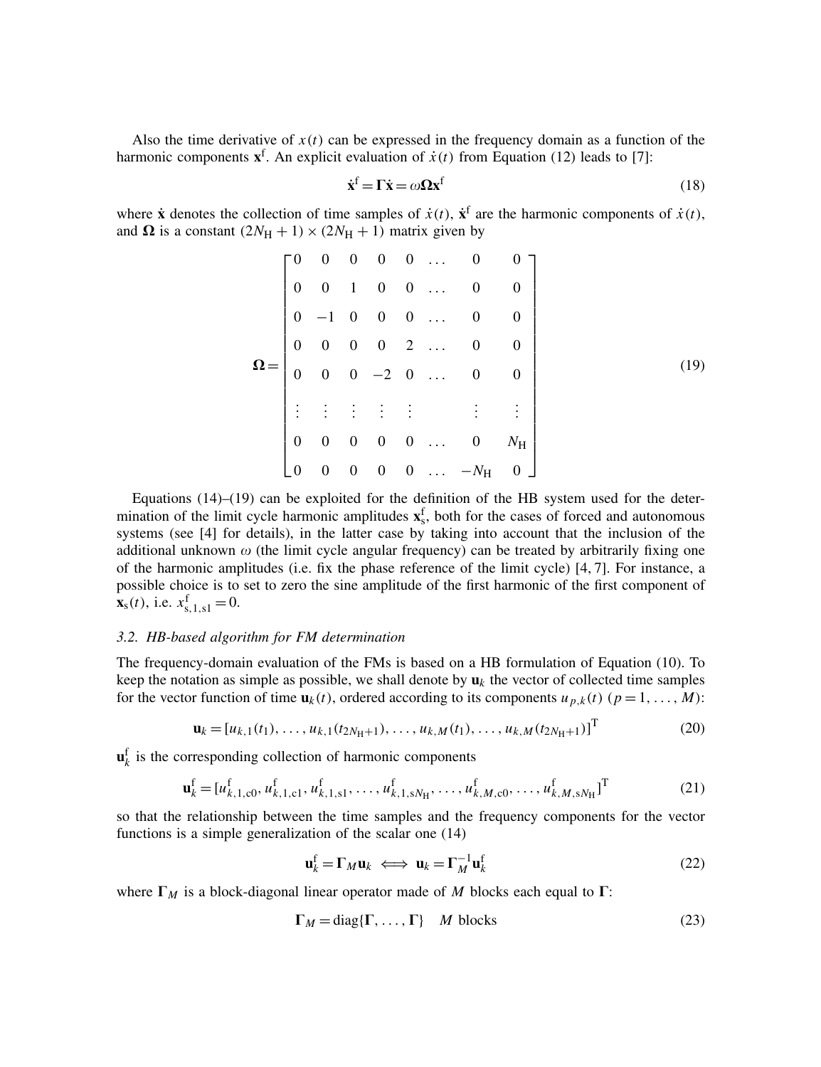Also the time derivative of $x(t)$ can be expressed in the frequency domain as a function of the harmonic components $\mathbf{x}^{\mathrm{f}}$. An explicit evaluation of $\dot{x}(t)$ from Equation (12) leads to [7]:

$$\dot{\mathbf{x}}^{\mathrm{f}} = \boldsymbol{\Gamma}\dot{\mathbf{x}} = \omega\boldsymbol{\Omega}\mathbf{x}^{\mathrm{f}} \tag{18}$$

where $\dot{\mathbf{x}}$ denotes the collection of time samples of $\dot{x}(t)$, $\dot{\mathbf{x}}^{\mathrm{f}}$ are the harmonic components of $\dot{x}(t)$, and $\boldsymbol{\Omega}$ is a constant $(2N_{\mathrm{H}}+1)\times(2N_{\mathrm{H}}+1)$ matrix given by

$$\boldsymbol{\Omega} = \begin{bmatrix} 0 & 0 & 0 & 0 & 0 & \dots & 0 & 0 \\ 0 & 0 & 1 & 0 & 0 & \dots & 0 & 0 \\ 0 & -1 & 0 & 0 & 0 & \dots & 0 & 0 \\ 0 & 0 & 0 & 0 & 2 & \dots & 0 & 0 \\ 0 & 0 & 0 & -2 & 0 & \dots & 0 & 0 \\ \vdots & \vdots & \vdots & \vdots & \vdots & & \vdots & \vdots \\ 0 & 0 & 0 & 0 & 0 & \dots & 0 & N_{\mathrm{H}} \\ 0 & 0 & 0 & 0 & 0 & \dots & -N_{\mathrm{H}} & 0 \end{bmatrix} \tag{19}$$

Equations (14)–(19) can be exploited for the definition of the HB system used for the determination of the limit cycle harmonic amplitudes $\mathbf{x}_{\mathrm{s}}^{\mathrm{f}}$, both for the cases of forced and autonomous systems (see [4] for details), in the latter case by taking into account that the inclusion of the additional unknown $\omega$ (the limit cycle angular frequency) can be treated by arbitrarily fixing one of the harmonic amplitudes (i.e. fix the phase reference of the limit cycle) [4, 7]. For instance, a possible choice is to set to zero the sine amplitude of the first harmonic of the first component of $\mathbf{x}_{\mathrm{s}}(t)$, i.e. $x_{\mathrm{s},1,\mathrm{s}1}^{\mathrm{f}} = 0$.

### 3.2. HB-based algorithm for FM determination

The frequency-domain evaluation of the FMs is based on a HB formulation of Equation (10). To keep the notation as simple as possible, we shall denote by $\mathbf{u}_k$ the vector of collected time samples for the vector function of time $\mathbf{u}_k(t)$, ordered according to its components $u_{p,k}(t)$ $(p=1,\dots,M)$:

$$\mathbf{u}_k = [u_{k,1}(t_1),\dots,u_{k,1}(t_{2N_{\mathrm{H}}+1}),\dots,u_{k,M}(t_1),\dots,u_{k,M}(t_{2N_{\mathrm{H}}+1})]^{\mathrm{T}} \tag{20}$$

$\mathbf{u}_k^{\mathrm{f}}$ is the corresponding collection of harmonic components

$$\mathbf{u}_k^{\mathrm{f}} = [u_{k,1,\mathrm{c}0}^{\mathrm{f}}, u_{k,1,\mathrm{c}1}^{\mathrm{f}}, u_{k,1,\mathrm{s}1}^{\mathrm{f}},\dots,u_{k,1,\mathrm{s}N_{\mathrm{H}}}^{\mathrm{f}},\dots,u_{k,M,\mathrm{c}0}^{\mathrm{f}},\dots,u_{k,M,\mathrm{s}N_{\mathrm{H}}}^{\mathrm{f}}]^{\mathrm{T}} \tag{21}$$

so that the relationship between the time samples and the frequency components for the vector functions is a simple generalization of the scalar one (14)

$$\mathbf{u}_k^{\mathrm{f}} = \boldsymbol{\Gamma}_M\mathbf{u}_k \iff \mathbf{u}_k = \boldsymbol{\Gamma}_M^{-1}\mathbf{u}_k^{\mathrm{f}} \tag{22}$$

where $\boldsymbol{\Gamma}_M$ is a block-diagonal linear operator made of $M$ blocks each equal to $\boldsymbol{\Gamma}$:

$$\boldsymbol{\Gamma}_M = \mathrm{diag}\{\boldsymbol{\Gamma},\dots,\boldsymbol{\Gamma}\} \quad M \text{ blocks} \tag{23}$$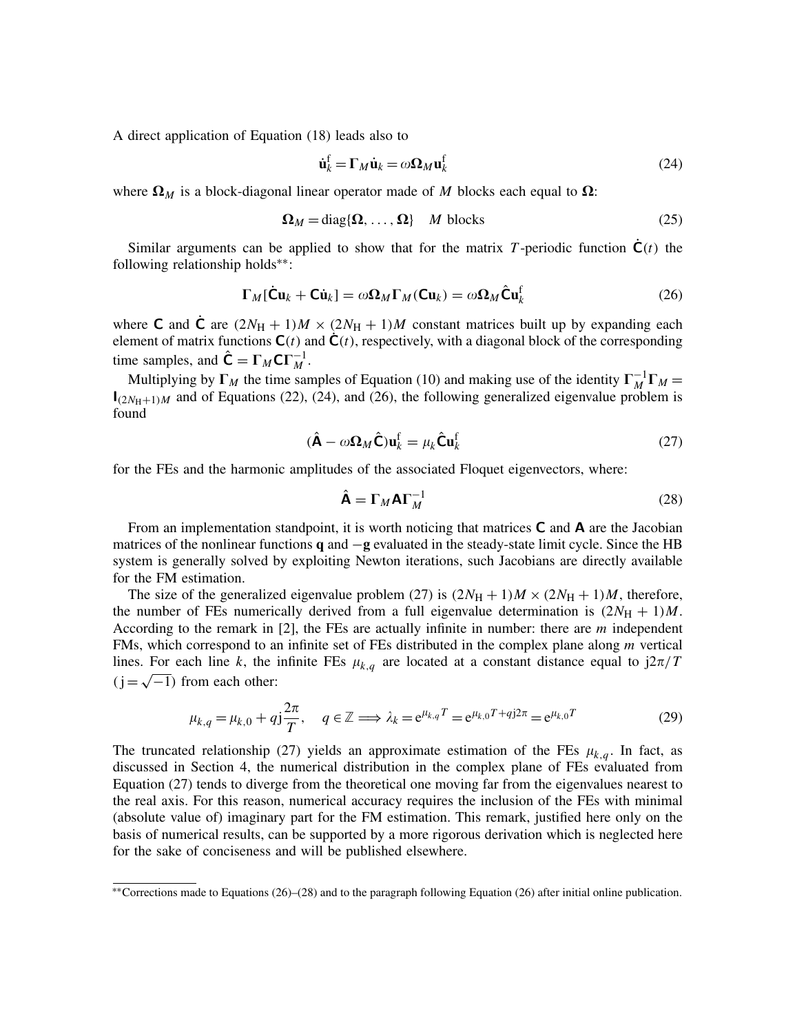A direct application of Equation (18) leads also to

$$\dot{\mathbf{u}}_k^{\mathrm{f}} = \boldsymbol{\Gamma}_M \dot{\mathbf{u}}_k = \omega \boldsymbol{\Omega}_M \mathbf{u}_k^{\mathrm{f}} \tag{24}$$

where $\boldsymbol{\Omega}_M$ is a block-diagonal linear operator made of $M$ blocks each equal to $\boldsymbol{\Omega}$:

$$\boldsymbol{\Omega}_M = \mathrm{diag}\{\boldsymbol{\Omega}, \ldots, \boldsymbol{\Omega}\} \quad M \text{ blocks} \tag{25}$$

Similar arguments can be applied to show that for the matrix $T$-periodic function $\dot{\mathsf{C}}(t)$ the following relationship holds**:

$$\boldsymbol{\Gamma}_M[\dot{\mathsf{C}}\mathbf{u}_k + \mathsf{C}\dot{\mathbf{u}}_k] = \omega \boldsymbol{\Omega}_M \boldsymbol{\Gamma}_M(\mathsf{C}\mathbf{u}_k) = \omega \boldsymbol{\Omega}_M \hat{\mathsf{C}} \mathbf{u}_k^{\mathrm{f}} \tag{26}$$

where $\mathsf{C}$ and $\dot{\mathsf{C}}$ are $(2N_{\mathrm{H}}+1)M \times (2N_{\mathrm{H}}+1)M$ constant matrices built up by expanding each element of matrix functions $\mathsf{C}(t)$ and $\dot{\mathsf{C}}(t)$, respectively, with a diagonal block of the corresponding time samples, and $\hat{\mathsf{C}} = \boldsymbol{\Gamma}_M \mathsf{C} \boldsymbol{\Gamma}_M^{-1}$.

Multiplying by $\boldsymbol{\Gamma}_M$ the time samples of Equation (10) and making use of the identity $\boldsymbol{\Gamma}_M^{-1}\boldsymbol{\Gamma}_M = \mathbf{I}_{(2N_{\mathrm{H}}+1)M}$ and of Equations (22), (24), and (26), the following generalized eigenvalue problem is found

$$(\hat{\mathsf{A}} - \omega \boldsymbol{\Omega}_M \hat{\mathsf{C}})\mathbf{u}_k^{\mathrm{f}} = \mu_k \hat{\mathsf{C}} \mathbf{u}_k^{\mathrm{f}} \tag{27}$$

for the FEs and the harmonic amplitudes of the associated Floquet eigenvectors, where:

$$\hat{\mathsf{A}} = \boldsymbol{\Gamma}_M \mathsf{A} \boldsymbol{\Gamma}_M^{-1} \tag{28}$$

From an implementation standpoint, it is worth noticing that matrices $\mathsf{C}$ and $\mathsf{A}$ are the Jacobian matrices of the nonlinear functions $\mathbf{q}$ and $-\mathbf{g}$ evaluated in the steady-state limit cycle. Since the HB system is generally solved by exploiting Newton iterations, such Jacobians are directly available for the FM estimation.

The size of the generalized eigenvalue problem (27) is $(2N_{\mathrm{H}}+1)M \times (2N_{\mathrm{H}}+1)M$, therefore, the number of FEs numerically derived from a full eigenvalue determination is $(2N_{\mathrm{H}}+1)M$. According to the remark in [2], the FEs are actually infinite in number: there are $m$ independent FMs, which correspond to an infinite set of FEs distributed in the complex plane along $m$ vertical lines. For each line $k$, the infinite FEs $\mu_{k,q}$ are located at a constant distance equal to $\mathrm{j}2\pi/T$ ($\mathrm{j} = \sqrt{-1}$) from each other:

$$\mu_{k,q} = \mu_{k,0} + q\mathrm{j}\frac{2\pi}{T}, \quad q \in \mathbb{Z} \Longrightarrow \lambda_k = \mathrm{e}^{\mu_{k,q}T} = \mathrm{e}^{\mu_{k,0}T + q\mathrm{j}2\pi} = \mathrm{e}^{\mu_{k,0}T} \tag{29}$$

The truncated relationship (27) yields an approximate estimation of the FEs $\mu_{k,q}$. In fact, as discussed in Section 4, the numerical distribution in the complex plane of FEs evaluated from Equation (27) tends to diverge from the theoretical one moving far from the eigenvalues nearest to the real axis. For this reason, numerical accuracy requires the inclusion of the FEs with minimal (absolute value of) imaginary part for the FM estimation. This remark, justified here only on the basis of numerical results, can be supported by a more rigorous derivation which is neglected here for the sake of conciseness and will be published elsewhere.

**Corrections made to Equations (26)–(28) and to the paragraph following Equation (26) after initial online publication.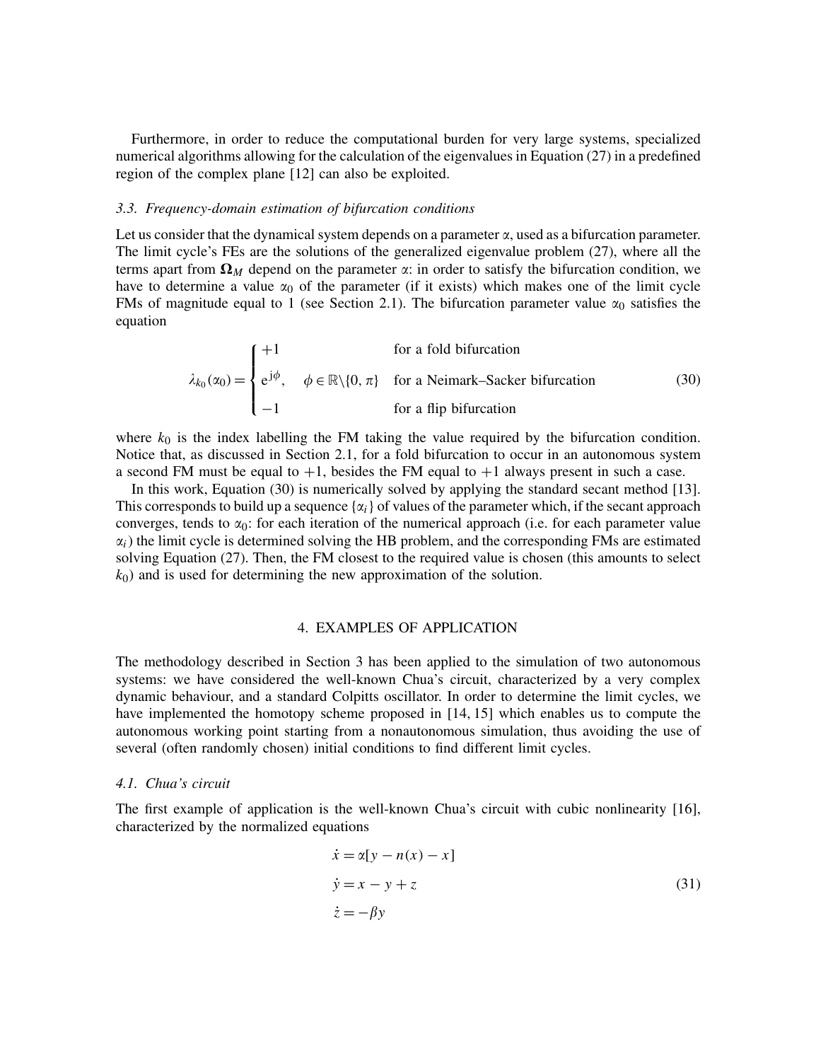Furthermore, in order to reduce the computational burden for very large systems, specialized numerical algorithms allowing for the calculation of the eigenvalues in Equation (27) in a predefined region of the complex plane [12] can also be exploited.

### 3.3. Frequency-domain estimation of bifurcation conditions

Let us consider that the dynamical system depends on a parameter $\alpha$, used as a bifurcation parameter. The limit cycle's FEs are the solutions of the generalized eigenvalue problem (27), where all the terms apart from $\mathbf{\Omega}_M$ depend on the parameter $\alpha$: in order to satisfy the bifurcation condition, we have to determine a value $\alpha_0$ of the parameter (if it exists) which makes one of the limit cycle FMs of magnitude equal to 1 (see Section 2.1). The bifurcation parameter value $\alpha_0$ satisfies the equation

$$
\lambda_{k_0}(\alpha_0) = \begin{cases} +1 & \text{for a fold bifurcation} \\ \mathrm{e}^{\mathrm{j}\phi}, \quad \phi \in \mathbb{R}\backslash\{0, \pi\} & \text{for a Neimark–Sacker bifurcation} \\ -1 & \text{for a flip bifurcation} \end{cases} \tag{30}
$$

where $k_0$ is the index labelling the FM taking the value required by the bifurcation condition. Notice that, as discussed in Section 2.1, for a fold bifurcation to occur in an autonomous system a second FM must be equal to $+1$, besides the FM equal to $+1$ always present in such a case.

In this work, Equation (30) is numerically solved by applying the standard secant method [13]. This corresponds to build up a sequence $\{\alpha_i\}$ of values of the parameter which, if the secant approach converges, tends to $\alpha_0$: for each iteration of the numerical approach (i.e. for each parameter value $\alpha_i$) the limit cycle is determined solving the HB problem, and the corresponding FMs are estimated solving Equation (27). Then, the FM closest to the required value is chosen (this amounts to select $k_0$) and is used for determining the new approximation of the solution.

## 4. EXAMPLES OF APPLICATION

The methodology described in Section 3 has been applied to the simulation of two autonomous systems: we have considered the well-known Chua's circuit, characterized by a very complex dynamic behaviour, and a standard Colpitts oscillator. In order to determine the limit cycles, we have implemented the homotopy scheme proposed in [14, 15] which enables us to compute the autonomous working point starting from a nonautonomous simulation, thus avoiding the use of several (often randomly chosen) initial conditions to find different limit cycles.

### 4.1. Chua's circuit

The first example of application is the well-known Chua's circuit with cubic nonlinearity [16], characterized by the normalized equations

$$
\begin{aligned}
\dot{x} &= \alpha[y - n(x) - x] \\
\dot{y} &= x - y + z \\
\dot{z} &= -\beta y
\end{aligned} \tag{31}
$$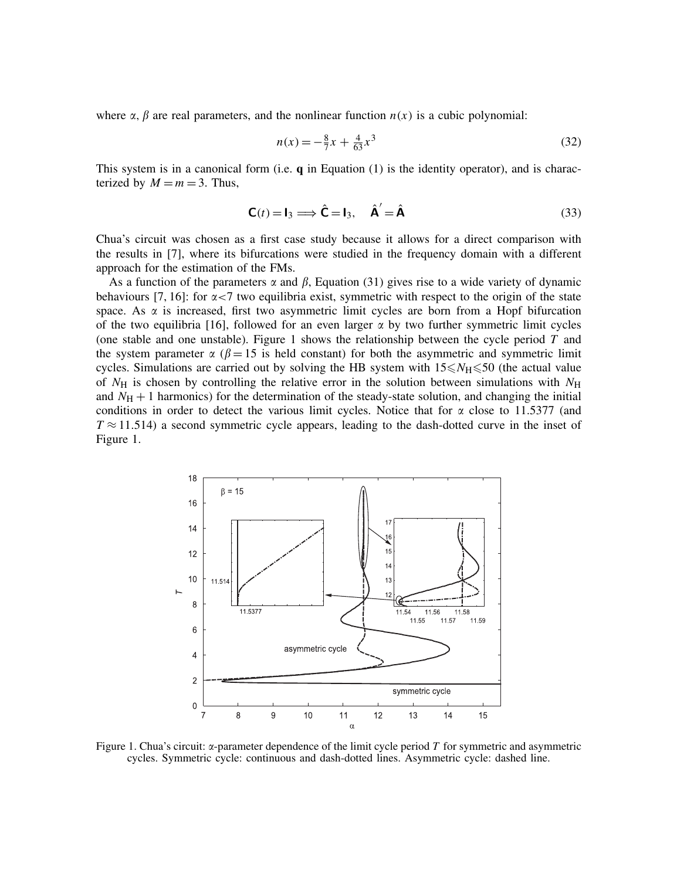where $\alpha$, $\beta$ are real parameters, and the nonlinear function $n(x)$ is a cubic polynomial:

$$n(x) = -\frac{8}{7}x + \frac{4}{63}x^3 \tag{32}$$

This system is in a canonical form (i.e. $\mathbf{q}$ in Equation (1) is the identity operator), and is characterized by $M = m = 3$. Thus,

$$\mathbf{C}(t) = \mathbf{I}_3 \Longrightarrow \hat{\mathbf{C}} = \mathbf{I}_3, \quad \hat{\mathbf{A}}' = \hat{\mathbf{A}} \tag{33}$$

Chua's circuit was chosen as a first case study because it allows for a direct comparison with the results in [7], where its bifurcations were studied in the frequency domain with a different approach for the estimation of the FMs.

As a function of the parameters $\alpha$ and $\beta$, Equation (31) gives rise to a wide variety of dynamic behaviours [7, 16]: for $\alpha < 7$ two equilibria exist, symmetric with respect to the origin of the state space. As $\alpha$ is increased, first two asymmetric limit cycles are born from a Hopf bifurcation of the two equilibria [16], followed for an even larger $\alpha$ by two further symmetric limit cycles (one stable and one unstable). Figure 1 shows the relationship between the cycle period $T$ and the system parameter $\alpha$ ($\beta = 15$ is held constant) for both the asymmetric and symmetric limit cycles. Simulations are carried out by solving the HB system with $15 \leqslant N_{\mathrm{H}} \leqslant 50$ (the actual value of $N_{\mathrm{H}}$ is chosen by controlling the relative error in the solution between simulations with $N_{\mathrm{H}}$ and $N_{\mathrm{H}} + 1$ harmonics) for the determination of the steady-state solution, and changing the initial conditions in order to detect the various limit cycles. Notice that for $\alpha$ close to 11.5377 (and $T \approx 11.514$) a second symmetric cycle appears, leading to the dash-dotted curve in the inset of Figure 1.

Figure 1. Chua's circuit: $\alpha$-parameter dependence of the limit cycle period $T$ for symmetric and asymmetric cycles. Symmetric cycle: continuous and dash-dotted lines. Asymmetric cycle: dashed line.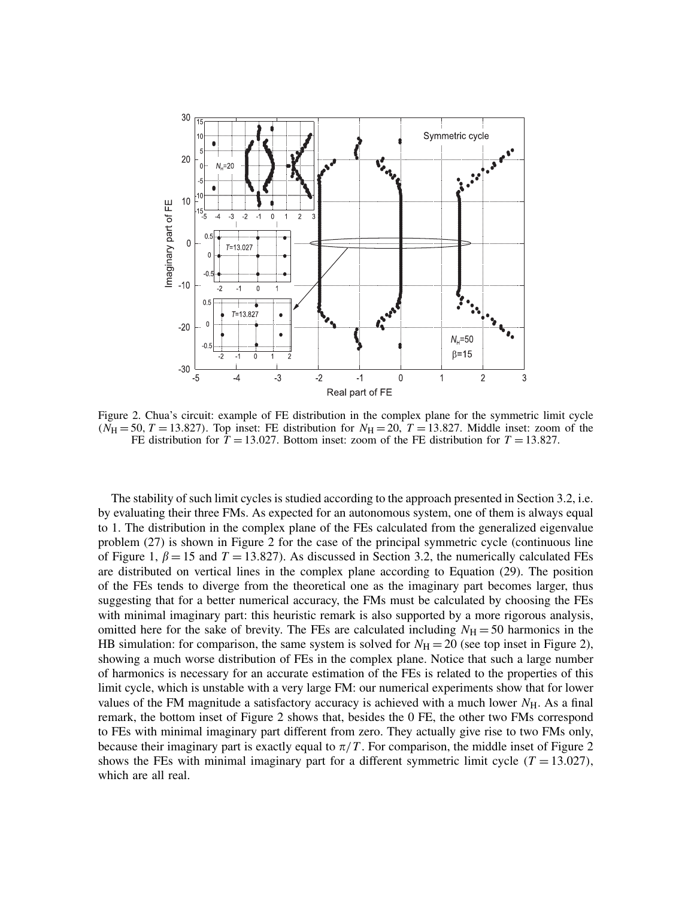Figure 2. Chua's circuit: example of FE distribution in the complex plane for the symmetric limit cycle ($N_H = 50$, $T = 13.827$). Top inset: FE distribution for $N_H = 20$, $T = 13.827$. Middle inset: zoom of the FE distribution for $T = 13.027$. Bottom inset: zoom of the FE distribution for $T = 13.827$.

The stability of such limit cycles is studied according to the approach presented in Section 3.2, i.e. by evaluating their three FMs. As expected for an autonomous system, one of them is always equal to 1. The distribution in the complex plane of the FEs calculated from the generalized eigenvalue problem (27) is shown in Figure 2 for the case of the principal symmetric cycle (continuous line of Figure 1, $\beta = 15$ and $T = 13.827$). As discussed in Section 3.2, the numerically calculated FEs are distributed on vertical lines in the complex plane according to Equation (29). The position of the FEs tends to diverge from the theoretical one as the imaginary part becomes larger, thus suggesting that for a better numerical accuracy, the FMs must be calculated by choosing the FEs with minimal imaginary part: this heuristic remark is also supported by a more rigorous analysis, omitted here for the sake of brevity. The FEs are calculated including $N_H = 50$ harmonics in the HB simulation: for comparison, the same system is solved for $N_H = 20$ (see top inset in Figure 2), showing a much worse distribution of FEs in the complex plane. Notice that such a large number of harmonics is necessary for an accurate estimation of the FEs is related to the properties of this limit cycle, which is unstable with a very large FM: our numerical experiments show that for lower values of the FM magnitude a satisfactory accuracy is achieved with a much lower $N_H$. As a final remark, the bottom inset of Figure 2 shows that, besides the 0 FE, the other two FMs correspond to FEs with minimal imaginary part different from zero. They actually give rise to two FMs only, because their imaginary part is exactly equal to $\pi/T$. For comparison, the middle inset of Figure 2 shows the FEs with minimal imaginary part for a different symmetric limit cycle ($T = 13.027$), which are all real.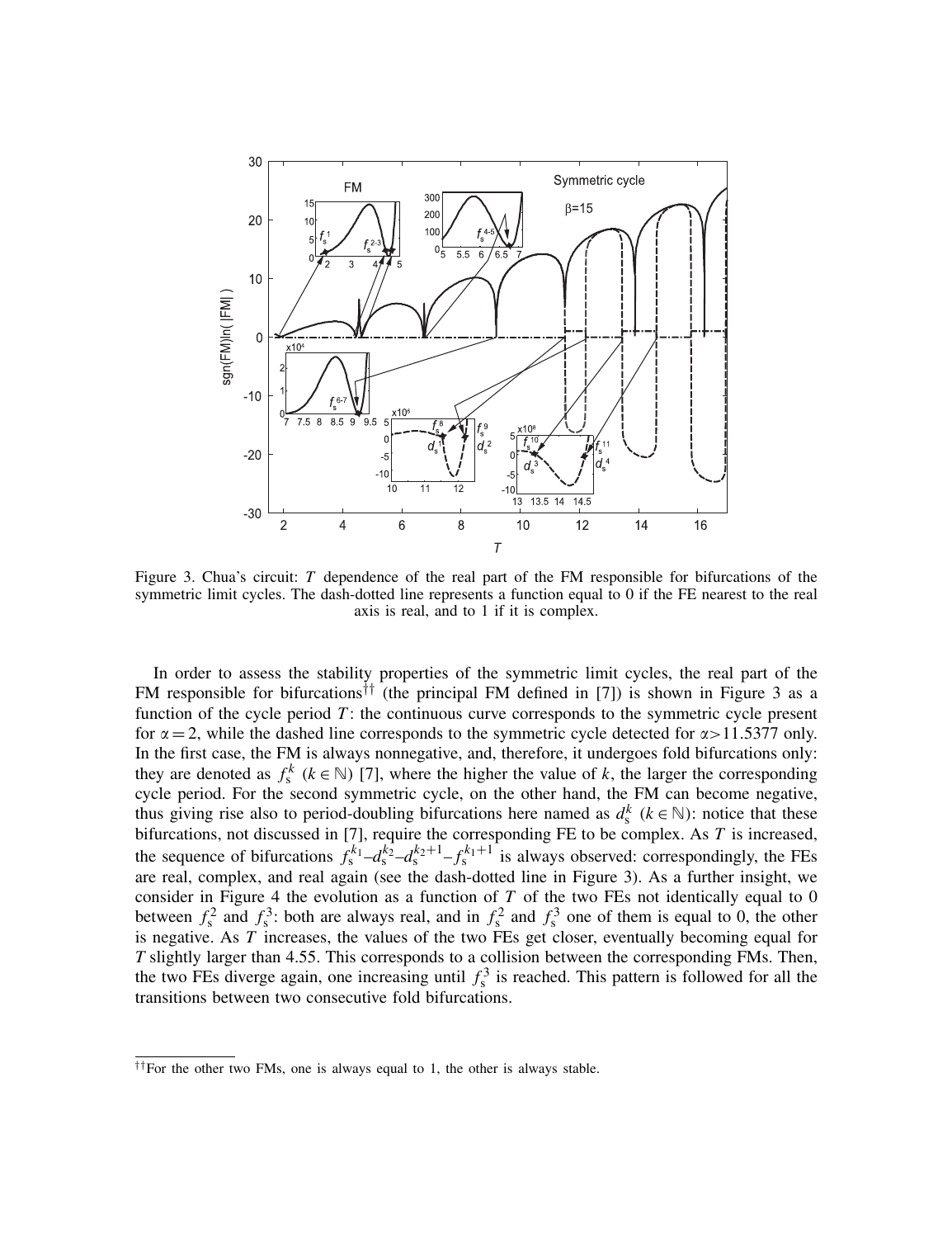Figure 3. Chua's circuit: $T$ dependence of the real part of the FM responsible for bifurcations of the symmetric limit cycles. The dash-dotted line represents a function equal to 0 if the FE nearest to the real axis is real, and to 1 if it is complex.

In order to assess the stability properties of the symmetric limit cycles, the real part of the FM responsible for bifurcations[††] (the principal FM defined in [7]) is shown in Figure 3 as a function of the cycle period $T$: the continuous curve corresponds to the symmetric cycle present for $\alpha = 2$, while the dashed line corresponds to the symmetric cycle detected for $\alpha > 11.5377$ only. In the first case, the FM is always nonnegative, and, therefore, it undergoes fold bifurcations only: they are denoted as $f_s^k$ ($k \in \mathbb{N}$) [7], where the higher the value of $k$, the larger the corresponding cycle period. For the second symmetric cycle, on the other hand, the FM can become negative, thus giving rise also to period-doubling bifurcations here named as $d_s^k$ ($k \in \mathbb{N}$): notice that these bifurcations, not discussed in [7], require the corresponding FE to be complex. As $T$ is increased, the sequence of bifurcations $f_s^{k_1}$–$d_s^{k_2}$–$d_s^{k_2+1}$–$f_s^{k_1+1}$ is always observed: correspondingly, the FEs are real, complex, and real again (see the dash-dotted line in Figure 3). As a further insight, we consider in Figure 4 the evolution as a function of $T$ of the two FEs not identically equal to 0 between $f_s^2$ and $f_s^3$: both are always real, and in $f_s^2$ and $f_s^3$ one of them is equal to 0, the other is negative. As $T$ increases, the values of the two FEs get closer, eventually becoming equal for $T$ slightly larger than 4.55. This corresponds to a collision between the corresponding FMs. Then, the two FEs diverge again, one increasing until $f_s^3$ is reached. This pattern is followed for all the transitions between two consecutive fold bifurcations.

[††]For the other two FMs, one is always equal to 1, the other is always stable.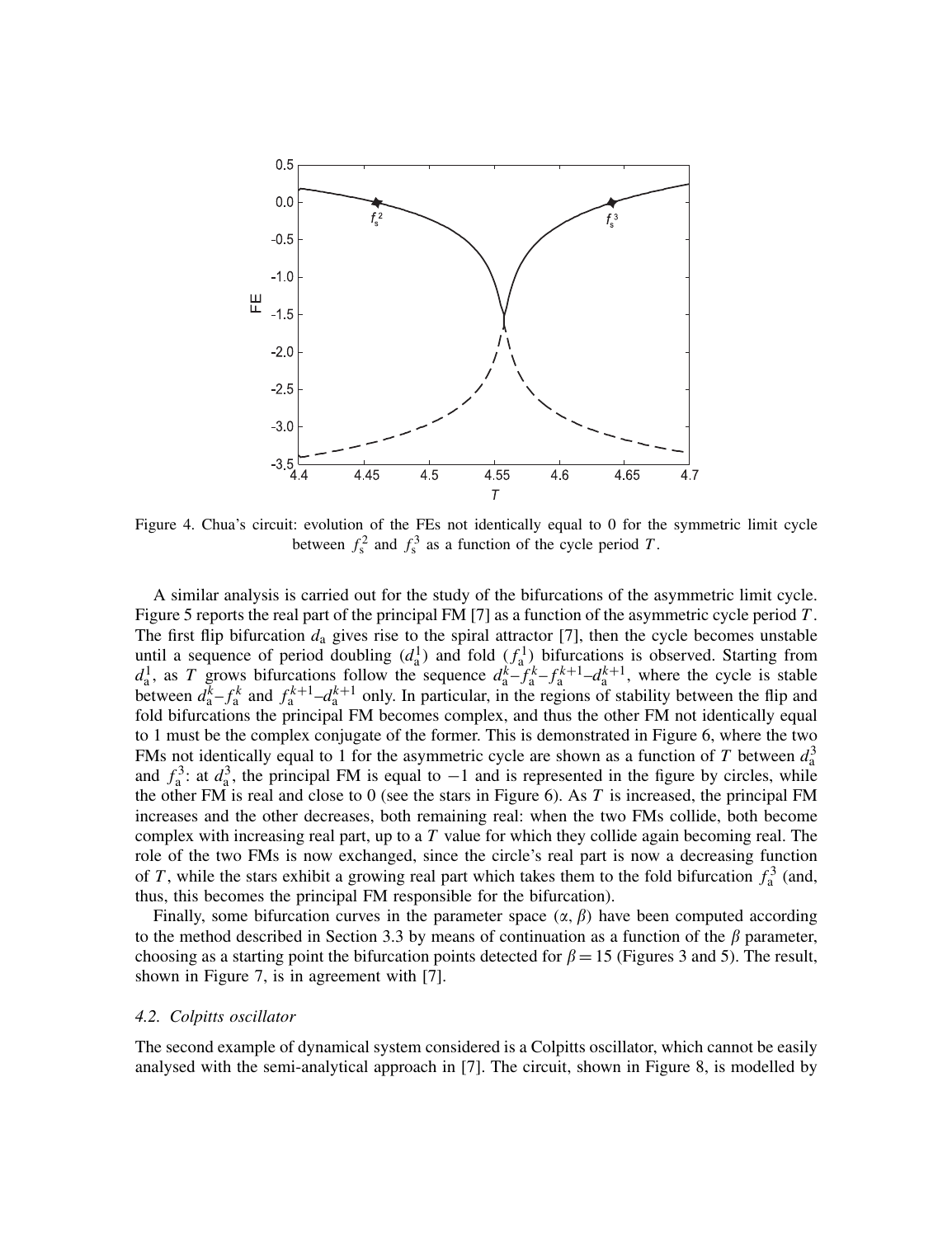Figure 4. Chua's circuit: evolution of the FEs not identically equal to 0 for the symmetric limit cycle between $f_s^2$ and $f_s^3$ as a function of the cycle period $T$.

A similar analysis is carried out for the study of the bifurcations of the asymmetric limit cycle. Figure 5 reports the real part of the principal FM [7] as a function of the asymmetric cycle period $T$. The first flip bifurcation $d_a$ gives rise to the spiral attractor [7], then the cycle becomes unstable until a sequence of period doubling ($d_a^1$) and fold ($f_a^1$) bifurcations is observed. Starting from $d_a^1$, as $T$ grows bifurcations follow the sequence $d_a^k$–$f_a^k$–$f_a^{k+1}$–$d_a^{k+1}$, where the cycle is stable between $d_a^k$–$f_a^k$ and $f_a^{k+1}$–$d_a^{k+1}$ only. In particular, in the regions of stability between the flip and fold bifurcations the principal FM becomes complex, and thus the other FM not identically equal to 1 must be the complex conjugate of the former. This is demonstrated in Figure 6, where the two FMs not identically equal to 1 for the asymmetric cycle are shown as a function of $T$ between $d_a^3$ and $f_a^3$: at $d_a^3$, the principal FM is equal to $-1$ and is represented in the figure by circles, while the other FM is real and close to 0 (see the stars in Figure 6). As $T$ is increased, the principal FM increases and the other decreases, both remaining real: when the two FMs collide, both become complex with increasing real part, up to a $T$ value for which they collide again becoming real. The role of the two FMs is now exchanged, since the circle's real part is now a decreasing function of $T$, while the stars exhibit a growing real part which takes them to the fold bifurcation $f_a^3$ (and, thus, this becomes the principal FM responsible for the bifurcation).

Finally, some bifurcation curves in the parameter space ($\alpha$, $\beta$) have been computed according to the method described in Section 3.3 by means of continuation as a function of the $\beta$ parameter, choosing as a starting point the bifurcation points detected for $\beta = 15$ (Figures 3 and 5). The result, shown in Figure 7, is in agreement with [7].

### 4.2. Colpitts oscillator

The second example of dynamical system considered is a Colpitts oscillator, which cannot be easily analysed with the semi-analytical approach in [7]. The circuit, shown in Figure 8, is modelled by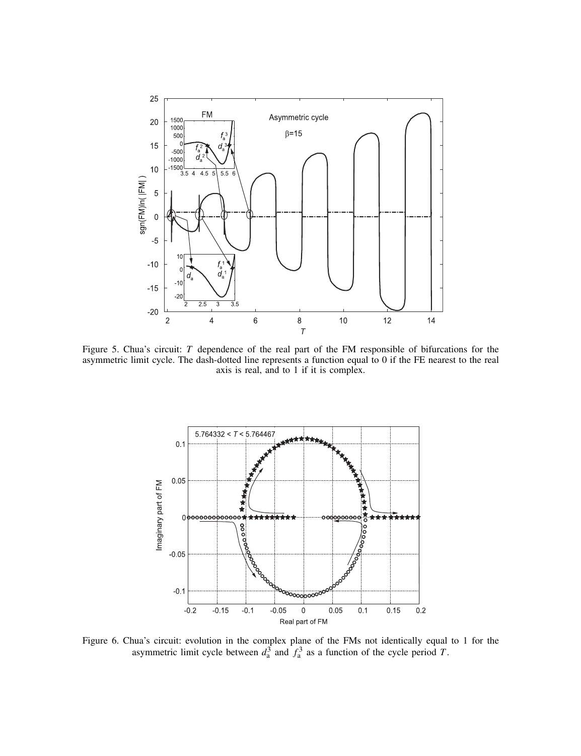Figure 5. Chua's circuit: $T$ dependence of the real part of the FM responsible of bifurcations for the asymmetric limit cycle. The dash-dotted line represents a function equal to 0 if the FE nearest to the real axis is real, and to 1 if it is complex.

Figure 6. Chua's circuit: evolution in the complex plane of the FMs not identically equal to 1 for the asymmetric limit cycle between $d_a^3$ and $f_a^3$ as a function of the cycle period $T$.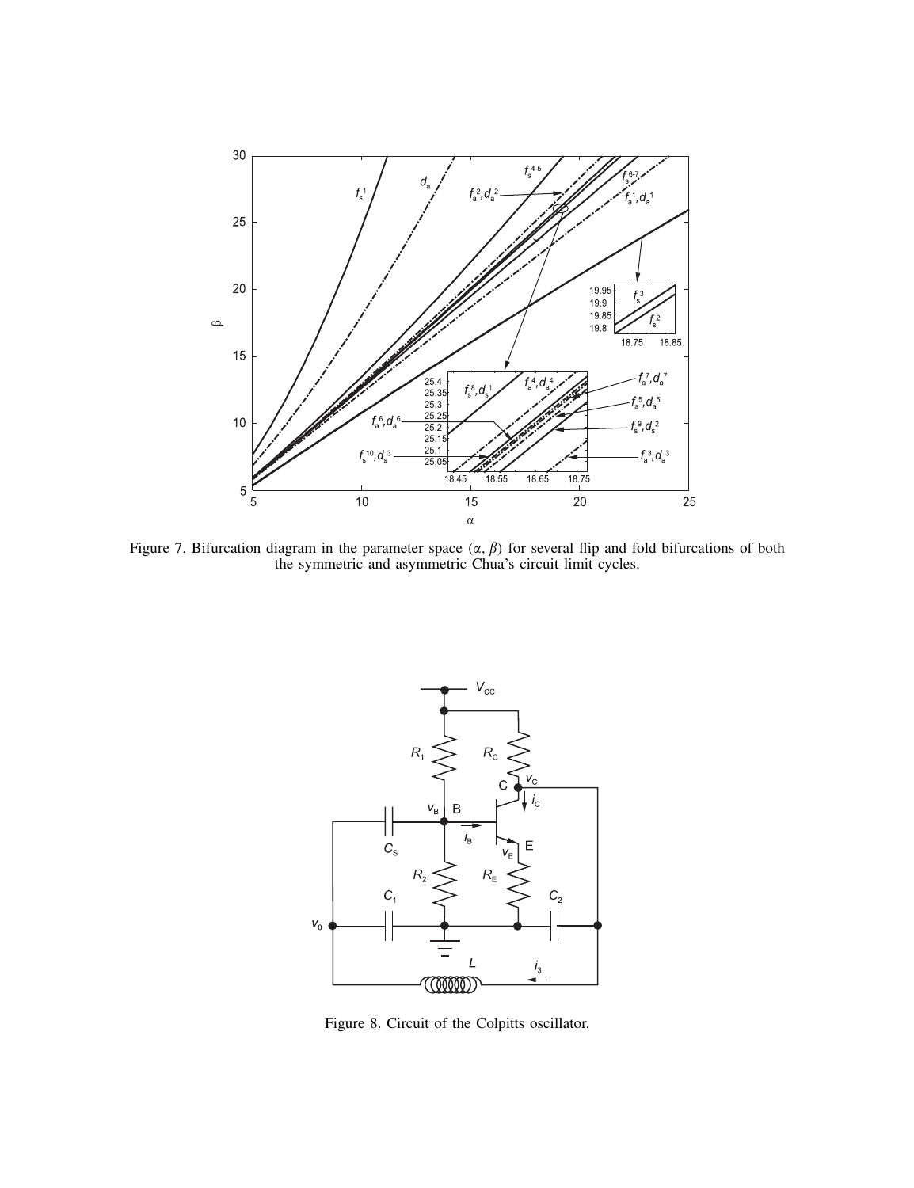Figure 7. Bifurcation diagram in the parameter space ($\alpha$, $\beta$) for several flip and fold bifurcations of both the symmetric and asymmetric Chua's circuit limit cycles.

Figure 8. Circuit of the Colpitts oscillator.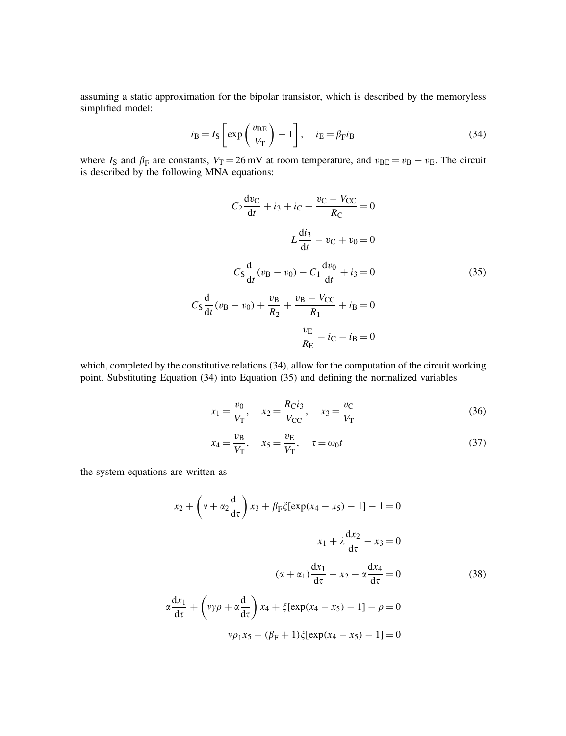assuming a static approximation for the bipolar transistor, which is described by the memoryless simplified model:

$$i_{\mathrm{B}} = I_{\mathrm{S}}\left[\exp\left(\frac{v_{\mathrm{BE}}}{V_{\mathrm{T}}}\right) - 1\right], \quad i_{\mathrm{E}} = \beta_{\mathrm{F}} i_{\mathrm{B}} \tag{34}$$

where $I_{\mathrm{S}}$ and $\beta_{\mathrm{F}}$ are constants, $V_{\mathrm{T}} = 26\,\mathrm{mV}$ at room temperature, and $v_{\mathrm{BE}} = v_{\mathrm{B}} - v_{\mathrm{E}}$. The circuit is described by the following MNA equations:

$$\begin{aligned}
C_2 \frac{\mathrm{d}v_{\mathrm{C}}}{\mathrm{d}t} + i_3 + i_{\mathrm{C}} + \frac{v_{\mathrm{C}} - V_{\mathrm{CC}}}{R_{\mathrm{C}}} &= 0 \\
L \frac{\mathrm{d}i_3}{\mathrm{d}t} - v_{\mathrm{C}} + v_0 &= 0 \\
C_{\mathrm{S}} \frac{\mathrm{d}}{\mathrm{d}t}(v_{\mathrm{B}} - v_0) - C_1 \frac{\mathrm{d}v_0}{\mathrm{d}t} + i_3 &= 0 \\
C_{\mathrm{S}} \frac{\mathrm{d}}{\mathrm{d}t}(v_{\mathrm{B}} - v_0) + \frac{v_{\mathrm{B}}}{R_2} + \frac{v_{\mathrm{B}} - V_{\mathrm{CC}}}{R_1} + i_{\mathrm{B}} &= 0 \\
\frac{v_{\mathrm{E}}}{R_{\mathrm{E}}} - i_{\mathrm{C}} - i_{\mathrm{B}} &= 0
\end{aligned} \tag{35}$$

which, completed by the constitutive relations (34), allow for the computation of the circuit working point. Substituting Equation (34) into Equation (35) and defining the normalized variables

$$x_1 = \frac{v_0}{V_{\mathrm{T}}}, \quad x_2 = \frac{R_{\mathrm{C}} i_3}{V_{\mathrm{CC}}}, \quad x_3 = \frac{v_{\mathrm{C}}}{V_{\mathrm{T}}} \tag{36}$$

$$x_4 = \frac{v_{\mathrm{B}}}{V_{\mathrm{T}}}, \quad x_5 = \frac{v_{\mathrm{E}}}{V_{\mathrm{T}}}, \quad \tau = \omega_0 t \tag{37}$$

the system equations are written as

$$\begin{aligned}
x_2 + \left(v + \alpha_2 \frac{\mathrm{d}}{\mathrm{d}\tau}\right) x_3 + \beta_{\mathrm{F}} \xi[\exp(x_4 - x_5) - 1] - 1 &= 0 \\
x_1 + \lambda \frac{\mathrm{d}x_2}{\mathrm{d}\tau} - x_3 &= 0 \\
(\alpha + \alpha_1) \frac{\mathrm{d}x_1}{\mathrm{d}\tau} - x_2 - \alpha \frac{\mathrm{d}x_4}{\mathrm{d}\tau} &= 0 \\
\alpha \frac{\mathrm{d}x_1}{\mathrm{d}\tau} + \left(v\gamma\rho + \alpha \frac{\mathrm{d}}{\mathrm{d}\tau}\right) x_4 + \xi[\exp(x_4 - x_5) - 1] - \rho &= 0 \\
v\rho_1 x_5 - (\beta_{\mathrm{F}} + 1)\xi[\exp(x_4 - x_5) - 1] &= 0
\end{aligned} \tag{38}$$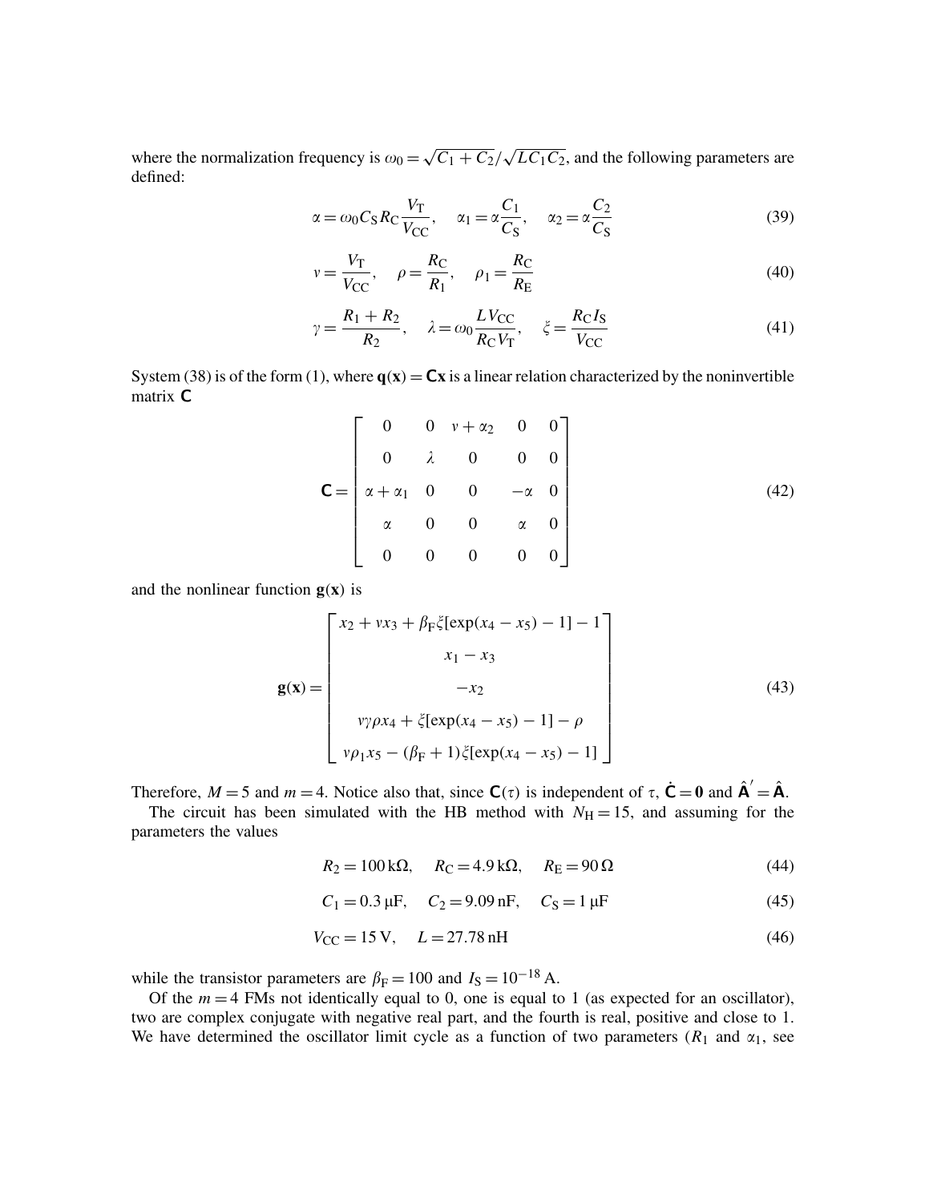where the normalization frequency is $\omega_0 = \sqrt{C_1 + C_2}/\sqrt{LC_1C_2}$, and the following parameters are defined:

$$\alpha = \omega_0 C_S R_C \frac{V_T}{V_{CC}}, \quad \alpha_1 = \alpha \frac{C_1}{C_S}, \quad \alpha_2 = \alpha \frac{C_2}{C_S} \tag{39}$$

$$v = \frac{V_T}{V_{CC}}, \quad \rho = \frac{R_C}{R_1}, \quad \rho_1 = \frac{R_C}{R_E} \tag{40}$$

$$\gamma = \frac{R_1 + R_2}{R_2}, \quad \lambda = \omega_0 \frac{LV_{CC}}{R_C V_T}, \quad \xi = \frac{R_C I_S}{V_{CC}} \tag{41}$$

System (38) is of the form (1), where $\mathbf{q}(\mathbf{x}) = \mathbf{C}\mathbf{x}$ is a linear relation characterized by the noninvertible matrix $\mathbf{C}$

$$\mathbf{C} = \begin{bmatrix} 0 & 0 & v + \alpha_2 & 0 & 0 \\ 0 & \lambda & 0 & 0 & 0 \\ \alpha + \alpha_1 & 0 & 0 & -\alpha & 0 \\ \alpha & 0 & 0 & \alpha & 0 \\ 0 & 0 & 0 & 0 & 0 \end{bmatrix} \tag{42}$$

and the nonlinear function $\mathbf{g}(\mathbf{x})$ is

$$\mathbf{g}(\mathbf{x}) = \begin{bmatrix} x_2 + vx_3 + \beta_F \xi[\exp(x_4 - x_5) - 1] - 1 \\ x_1 - x_3 \\ -x_2 \\ v\gamma\rho x_4 + \xi[\exp(x_4 - x_5) - 1] - \rho \\ v\rho_1 x_5 - (\beta_F + 1)\xi[\exp(x_4 - x_5) - 1] \end{bmatrix} \tag{43}$$

Therefore, $M = 5$ and $m = 4$. Notice also that, since $\mathbf{C}(\tau)$ is independent of $\tau$, $\dot{\mathbf{C}} = \mathbf{0}$ and $\hat{\mathbf{A}}' = \hat{\mathbf{A}}$.

The circuit has been simulated with the HB method with $N_H = 15$, and assuming for the parameters the values

$$R_2 = 100\,\text{k}\Omega, \quad R_C = 4.9\,\text{k}\Omega, \quad R_E = 90\,\Omega \tag{44}$$

$$C_1 = 0.3\,\mu\text{F}, \quad C_2 = 9.09\,\text{nF}, \quad C_S = 1\,\mu\text{F} \tag{45}$$

$$V_{CC} = 15\,\text{V}, \quad L = 27.78\,\text{nH} \tag{46}$$

while the transistor parameters are $\beta_F = 100$ and $I_S = 10^{-18}\,\text{A}$.

Of the $m = 4$ FMs not identically equal to 0, one is equal to 1 (as expected for an oscillator), two are complex conjugate with negative real part, and the fourth is real, positive and close to 1. We have determined the oscillator limit cycle as a function of two parameters ($R_1$ and $\alpha_1$, see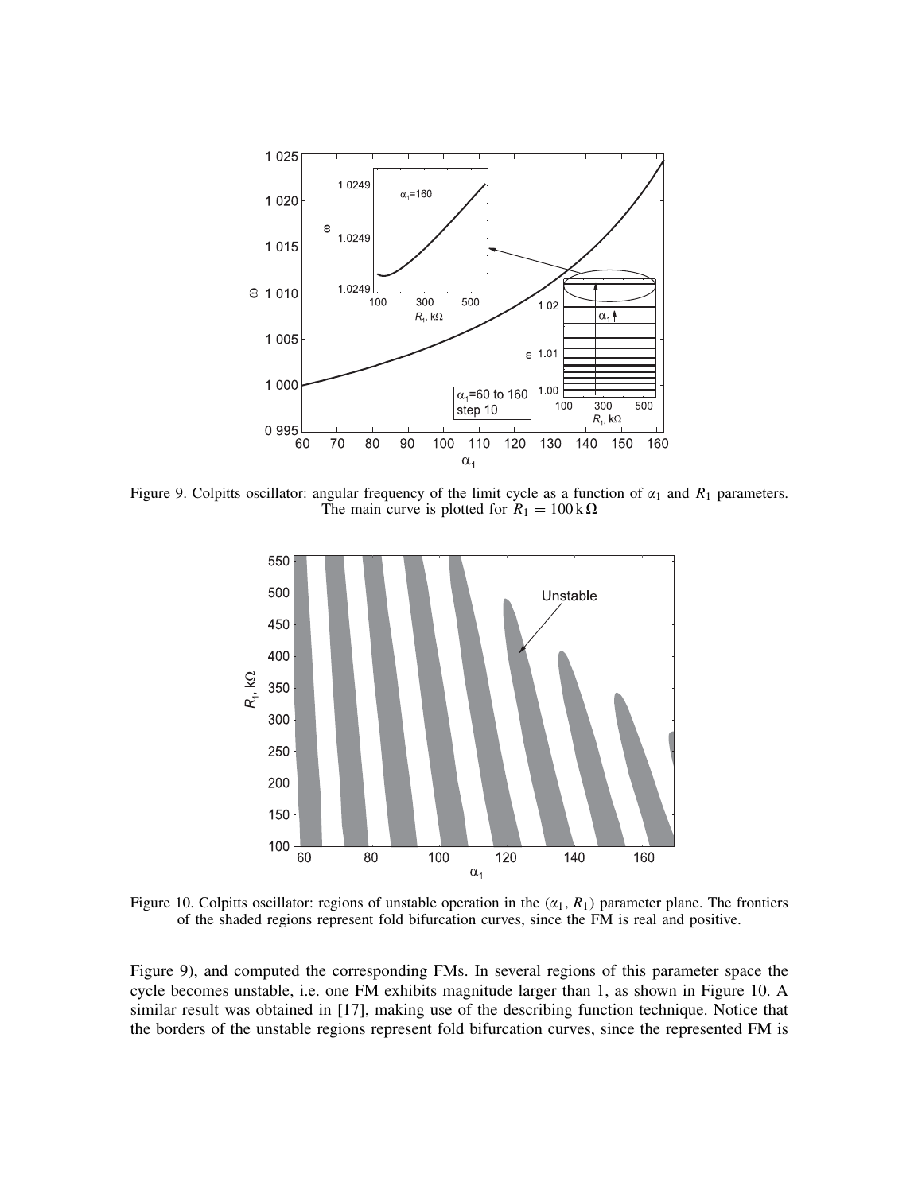Figure 9. Colpitts oscillator: angular frequency of the limit cycle as a function of $\alpha_1$ and $R_1$ parameters. The main curve is plotted for $R_1 = 100\,\mathrm{k}\,\Omega$

Figure 10. Colpitts oscillator: regions of unstable operation in the ($\alpha_1$, $R_1$) parameter plane. The frontiers of the shaded regions represent fold bifurcation curves, since the FM is real and positive.

Figure 9), and computed the corresponding FMs. In several regions of this parameter space the cycle becomes unstable, i.e. one FM exhibits magnitude larger than 1, as shown in Figure 10. A similar result was obtained in [17], making use of the describing function technique. Notice that the borders of the unstable regions represent fold bifurcation curves, since the represented FM is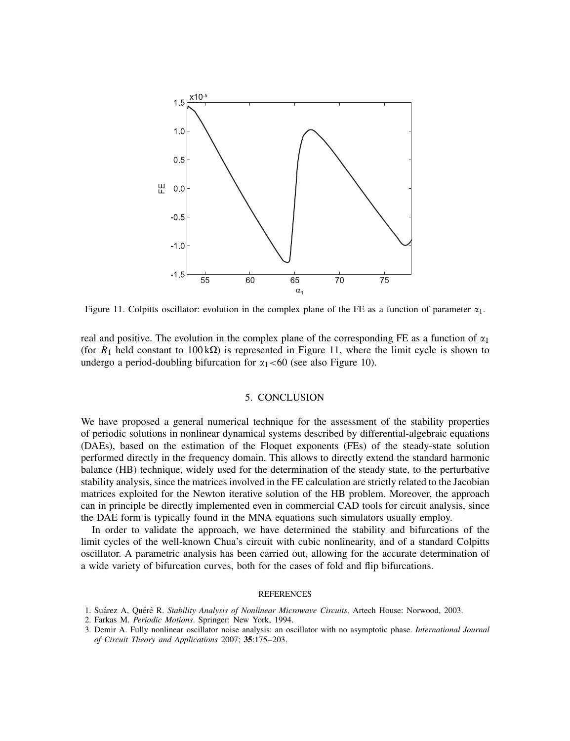Figure 11. Colpitts oscillator: evolution in the complex plane of the FE as a function of parameter $\alpha_1$.

real and positive. The evolution in the complex plane of the corresponding FE as a function of $\alpha_1$ (for $R_1$ held constant to $100\,\mathrm{k}\Omega$) is represented in Figure 11, where the limit cycle is shown to undergo a period-doubling bifurcation for $\alpha_1 < 60$ (see also Figure 10).

## 5. CONCLUSION

We have proposed a general numerical technique for the assessment of the stability properties of periodic solutions in nonlinear dynamical systems described by differential-algebraic equations (DAEs), based on the estimation of the Floquet exponents (FEs) of the steady-state solution performed directly in the frequency domain. This allows to directly extend the standard harmonic balance (HB) technique, widely used for the determination of the steady state, to the perturbative stability analysis, since the matrices involved in the FE calculation are strictly related to the Jacobian matrices exploited for the Newton iterative solution of the HB problem. Moreover, the approach can in principle be directly implemented even in commercial CAD tools for circuit analysis, since the DAE form is typically found in the MNA equations such simulators usually employ.

In order to validate the approach, we have determined the stability and bifurcations of the limit cycles of the well-known Chua's circuit with cubic nonlinearity, and of a standard Colpitts oscillator. A parametric analysis has been carried out, allowing for the accurate determination of a wide variety of bifurcation curves, both for the cases of fold and flip bifurcations.

### REFERENCES

1. Suárez A, Quéré R. *Stability Analysis of Nonlinear Microwave Circuits*. Artech House: Norwood, 2003.
2. Farkas M. *Periodic Motions*. Springer: New York, 1994.
3. Demir A. Fully nonlinear oscillator noise analysis: an oscillator with no asymptotic phase. *International Journal of Circuit Theory and Applications* 2007; **35**:175–203.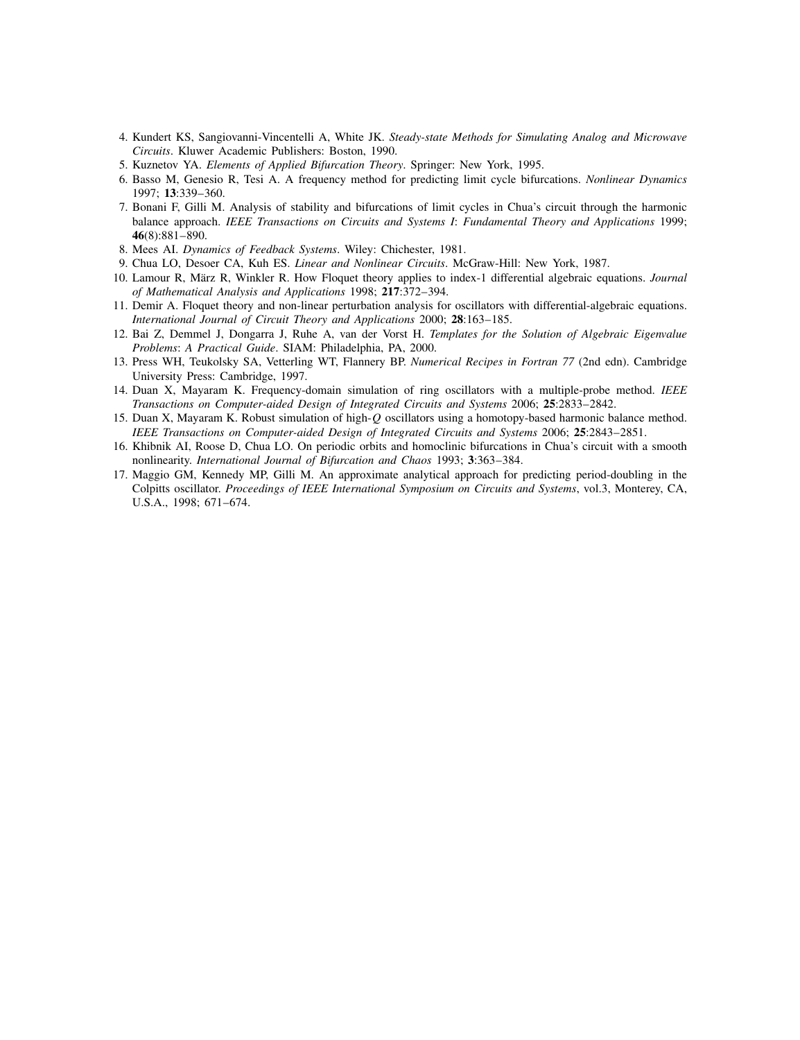4. Kundert KS, Sangiovanni-Vincentelli A, White JK. *Steady-state Methods for Simulating Analog and Microwave Circuits*. Kluwer Academic Publishers: Boston, 1990.
5. Kuznetov YA. *Elements of Applied Bifurcation Theory*. Springer: New York, 1995.
6. Basso M, Genesio R, Tesi A. A frequency method for predicting limit cycle bifurcations. *Nonlinear Dynamics* 1997; **13**:339–360.
7. Bonani F, Gilli M. Analysis of stability and bifurcations of limit cycles in Chua's circuit through the harmonic balance approach. *IEEE Transactions on Circuits and Systems I*: *Fundamental Theory and Applications* 1999; **46**(8):881–890.
8. Mees AI. *Dynamics of Feedback Systems*. Wiley: Chichester, 1981.
9. Chua LO, Desoer CA, Kuh ES. *Linear and Nonlinear Circuits*. McGraw-Hill: New York, 1987.
10. Lamour R, März R, Winkler R. How Floquet theory applies to index-1 differential algebraic equations. *Journal of Mathematical Analysis and Applications* 1998; **217**:372–394.
11. Demir A. Floquet theory and non-linear perturbation analysis for oscillators with differential-algebraic equations. *International Journal of Circuit Theory and Applications* 2000; **28**:163–185.
12. Bai Z, Demmel J, Dongarra J, Ruhe A, van der Vorst H. *Templates for the Solution of Algebraic Eigenvalue Problems*: *A Practical Guide*. SIAM: Philadelphia, PA, 2000.
13. Press WH, Teukolsky SA, Vetterling WT, Flannery BP. *Numerical Recipes in Fortran 77* (2nd edn). Cambridge University Press: Cambridge, 1997.
14. Duan X, Mayaram K. Frequency-domain simulation of ring oscillators with a multiple-probe method. *IEEE Transactions on Computer-aided Design of Integrated Circuits and Systems* 2006; **25**:2833–2842.
15. Duan X, Mayaram K. Robust simulation of high-*Q* oscillators using a homotopy-based harmonic balance method. *IEEE Transactions on Computer-aided Design of Integrated Circuits and Systems* 2006; **25**:2843–2851.
16. Khibnik AI, Roose D, Chua LO. On periodic orbits and homoclinic bifurcations in Chua's circuit with a smooth nonlinearity. *International Journal of Bifurcation and Chaos* 1993; **3**:363–384.
17. Maggio GM, Kennedy MP, Gilli M. An approximate analytical approach for predicting period-doubling in the Colpitts oscillator. *Proceedings of IEEE International Symposium on Circuits and Systems*, vol.3, Monterey, CA, U.S.A., 1998; 671–674.